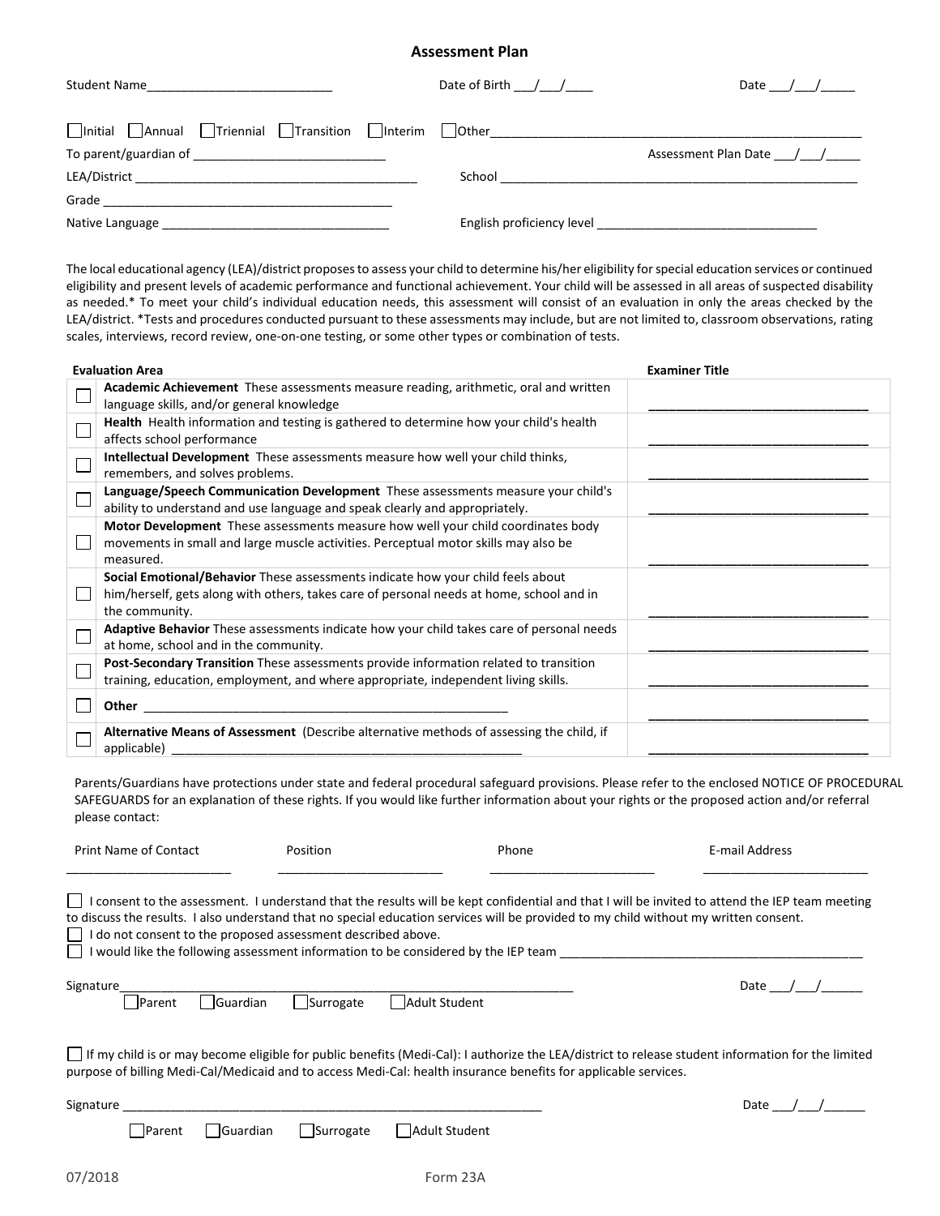# Assessment Plan

Student Name___________________________ Date of Birth ___/___/____ Date ___/___/_____

☐ Initial ☐ Annual ☐ Triennial ☐ Transition ☐ Interim ☐ Other_______________________________________________________

To parent/guardian of ____________________________ Assessment Plan Date ___/___/_____

LEA/District __________________________________________ School ______________________________________________________

Grade ___________________________________________

Native Language _________________________________ English proficiency level ________________________________

The local educational agency (LEA)/district proposes to assess your child to determine his/her eligibility for special education services or continued eligibility and present levels of academic performance and functional achievement. Your child will be assessed in all areas of suspected disability as needed.* To meet your child's individual education needs, this assessment will consist of an evaluation in only the areas checked by the LEA/district. *Tests and procedures conducted pursuant to these assessments may include, but are not limited to, classroom observations, rating scales, interviews, record review, one-on-one testing, or some other types or combination of tests.

| | Evaluation Area | Examiner Title |
|---|---|---|
| ☐ | **Academic Achievement** These assessments measure reading, arithmetic, oral and written language skills, and/or general knowledge | _______________________________ |
| ☐ | **Health** Health information and testing is gathered to determine how your child's health affects school performance | _______________________________ |
| ☐ | **Intellectual Development** These assessments measure how well your child thinks, remembers, and solves problems. | _______________________________ |
| ☐ | **Language/Speech Communication Development** These assessments measure your child's ability to understand and use language and speak clearly and appropriately. | _______________________________ |
| ☐ | **Motor Development** These assessments measure how well your child coordinates body movements in small and large muscle activities. Perceptual motor skills may also be measured. | _______________________________ |
| ☐ | **Social Emotional/Behavior** These assessments indicate how your child feels about him/herself, gets along with others, takes care of personal needs at home, school and in the community. | _______________________________ |
| ☐ | **Adaptive Behavior** These assessments indicate how your child takes care of personal needs at home, school and in the community. | _______________________________ |
| ☐ | **Post-Secondary Transition** These assessments provide information related to transition training, education, employment, and where appropriate, independent living skills. | _______________________________ |
| ☐ | **Other** _____________________________________________________ | _______________________________ |
| ☐ | **Alternative Means of Assessment** (Describe alternative methods of assessing the child, if applicable) _____________________________________________________ | _______________________________ |

Parents/Guardians have protections under state and federal procedural safeguard provisions. Please refer to the enclosed NOTICE OF PROCEDURAL SAFEGUARDS for an explanation of these rights. If you would like further information about your rights or the proposed action and/or referral please contact:

| Print Name of Contact | Position | Phone | E-mail Address |
|---|---|---|---|
| ________________________ | ________________________ | ________________________ | ________________________ |

☐ I consent to the assessment. I understand that the results will be kept confidential and that I will be invited to attend the IEP team meeting to discuss the results. I also understand that no special education services will be provided to my child without my written consent.

☐ I do not consent to the proposed assessment described above.

☐ I would like the following assessment information to be considered by the IEP team ____________________________________________

Signature____________________________________________________________________ Date ___/___/______

☐ Parent ☐ Guardian ☐ Surrogate ☐ Adult Student

☐ If my child is or may become eligible for public benefits (Medi-Cal): I authorize the LEA/district to release student information for the limited purpose of billing Medi-Cal/Medicaid and to access Medi-Cal: health insurance benefits for applicable services.

Signature ______________________________________________________________ Date ___/___/______

☐ Parent ☐ Guardian ☐ Surrogate ☐ Adult Student

07/2018 Form 23A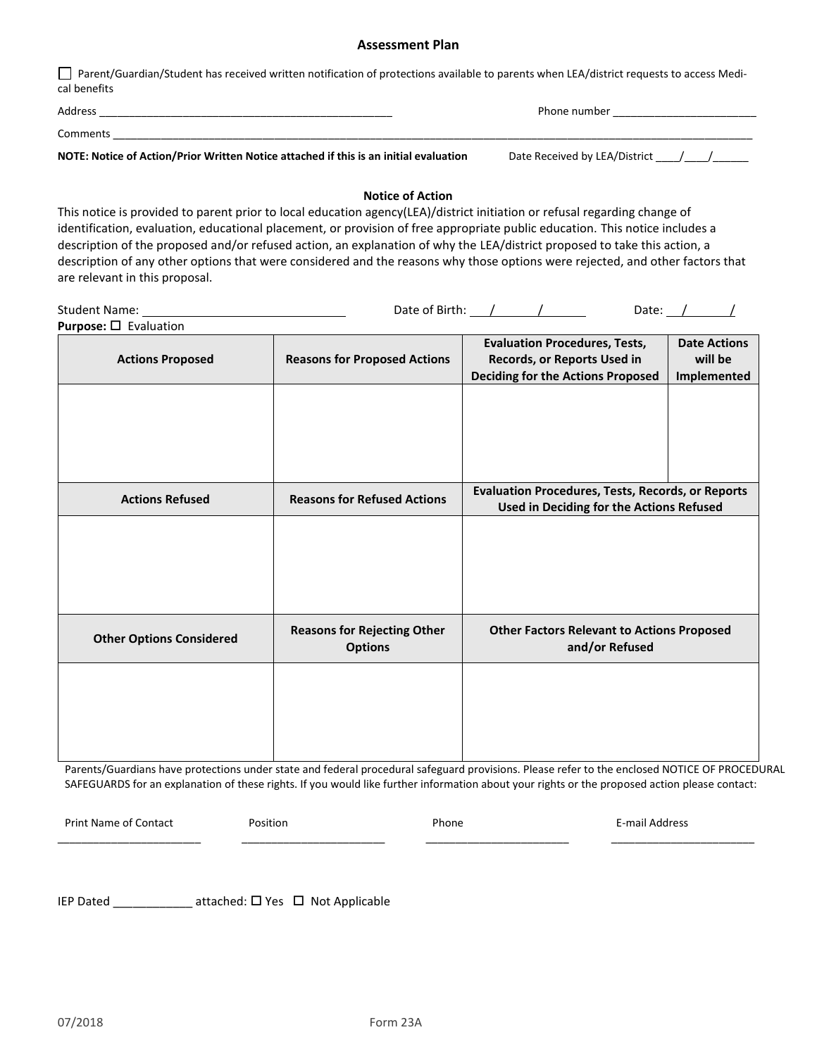## Assessment Plan

☐ Parent/Guardian/Student has received written notification of protections available to parents when LEA/district requests to access Medical benefits

Address __________________________________________________ Phone number ________________________

Comments ______________________________________________________________________________________________________________

**NOTE: Notice of Action/Prior Written Notice attached if this is an initial evaluation** Date Received by LEA/District ____/____/______

### Notice of Action

This notice is provided to parent prior to local education agency(LEA)/district initiation or refusal regarding change of identification, evaluation, educational placement, or provision of free appropriate public education. This notice includes a description of the proposed and/or refused action, an explanation of why the LEA/district proposed to take this action, a description of any other options that were considered and the reasons why those options were rejected, and other factors that are relevant in this proposal.

Student Name: ______________________________ Date of Birth: ___/______/______ Date: ___/______/

**Purpose:** ☐ Evaluation

| Actions Proposed | Reasons for Proposed Actions | Evaluation Procedures, Tests, Records, or Reports Used in Deciding for the Actions Proposed | Date Actions will be Implemented |
| --- | --- | --- | --- |
| | | | |
| **Actions Refused** | **Reasons for Refused Actions** | **Evaluation Procedures, Tests, Records, or Reports Used in Deciding for the Actions Refused** | |
| | | | |
| **Other Options Considered** | **Reasons for Rejecting Other Options** | **Other Factors Relevant to Actions Proposed and/or Refused** | |
| | | | |

Parents/Guardians have protections under state and federal procedural safeguard provisions. Please refer to the enclosed NOTICE OF PROCEDURAL SAFEGUARDS for an explanation of these rights. If you would like further information about your rights or the proposed action please contact:

| Print Name of Contact | Position | Phone | E-mail Address |
| --- | --- | --- | --- |
| ________________________ | ________________________ | ________________________ | ________________________ |

IEP Dated ____________ attached: ☐ Yes ☐ Not Applicable

07/2018 Form 23A